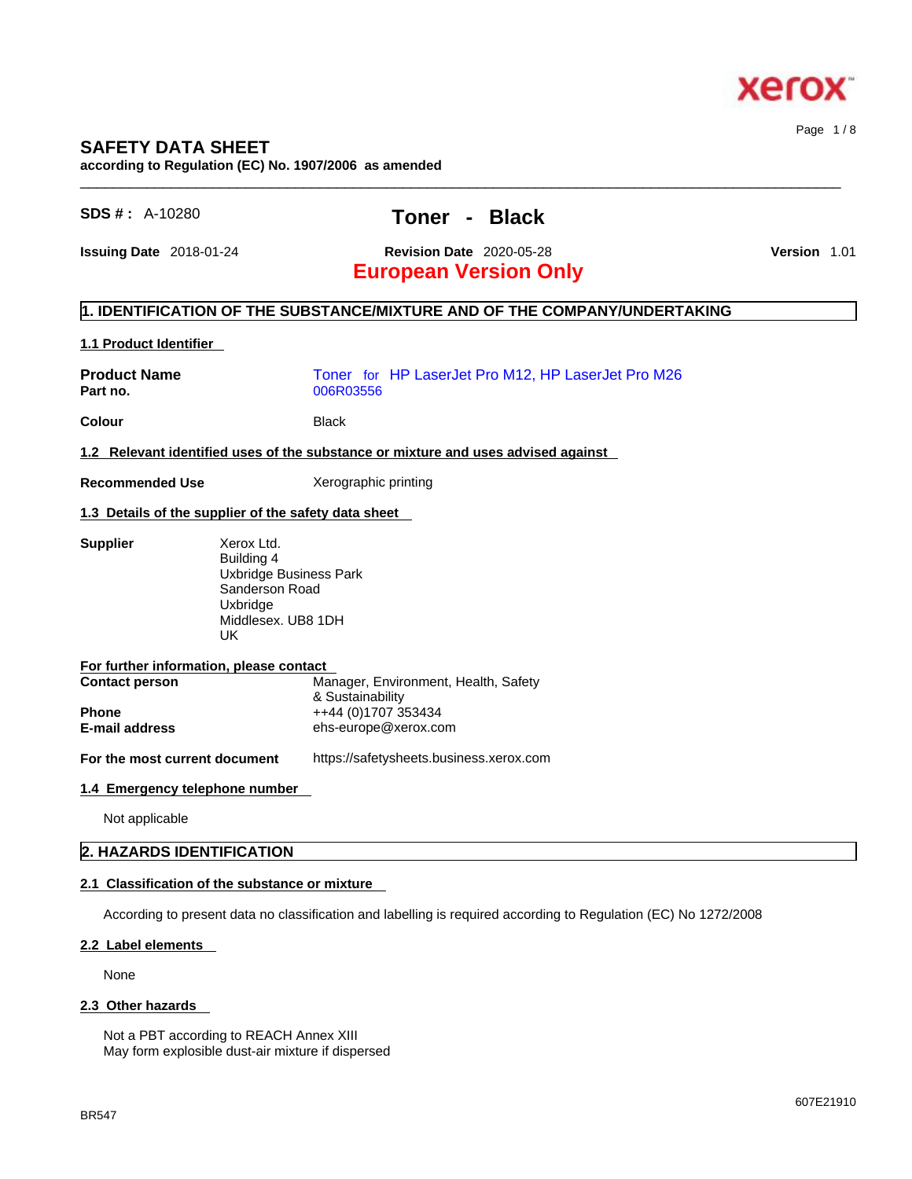# SAFETY DATA SHEET

**according to Regulation (EC) No. 1907/2006 as amended**

**SDS # :** A-10280

## Toner - Black

**Issuing Date** 2018-01-24 **Revision Date** 2020-05-28 **Version** 1.01

**European Version Only**

## 1. IDENTIFICATION OF THE SUBSTANCE/MIXTURE AND OF THE COMPANY/UNDERTAKING

### 1.1 Product Identifier

**Product Name** Toner for HP LaserJet Pro M12, HP LaserJet Pro M26
**Part no.** 006R03556

**Colour** Black

### 1.2 Relevant identified uses of the substance or mixture and uses advised against

**Recommended Use** Xerographic printing

### 1.3 Details of the supplier of the safety data sheet

**Supplier**
Xerox Ltd.
Building 4
Uxbridge Business Park
Sanderson Road
Uxbridge
Middlesex. UB8 1DH
UK

**For further information, please contact**

**Contact person** Manager, Environment, Health, Safety & Sustainability
**Phone** ++44 (0)1707 353434
**E-mail address** ehs-europe@xerox.com

**For the most current document** https://safetysheets.business.xerox.com

### 1.4 Emergency telephone number

Not applicable

## 2. HAZARDS IDENTIFICATION

### 2.1 Classification of the substance or mixture

According to present data no classification and labelling is required according to Regulation (EC) No 1272/2008

### 2.2 Label elements

None

### 2.3 Other hazards

Not a PBT according to REACH Annex XIII
May form explosible dust-air mixture if dispersed

BR547 607E21910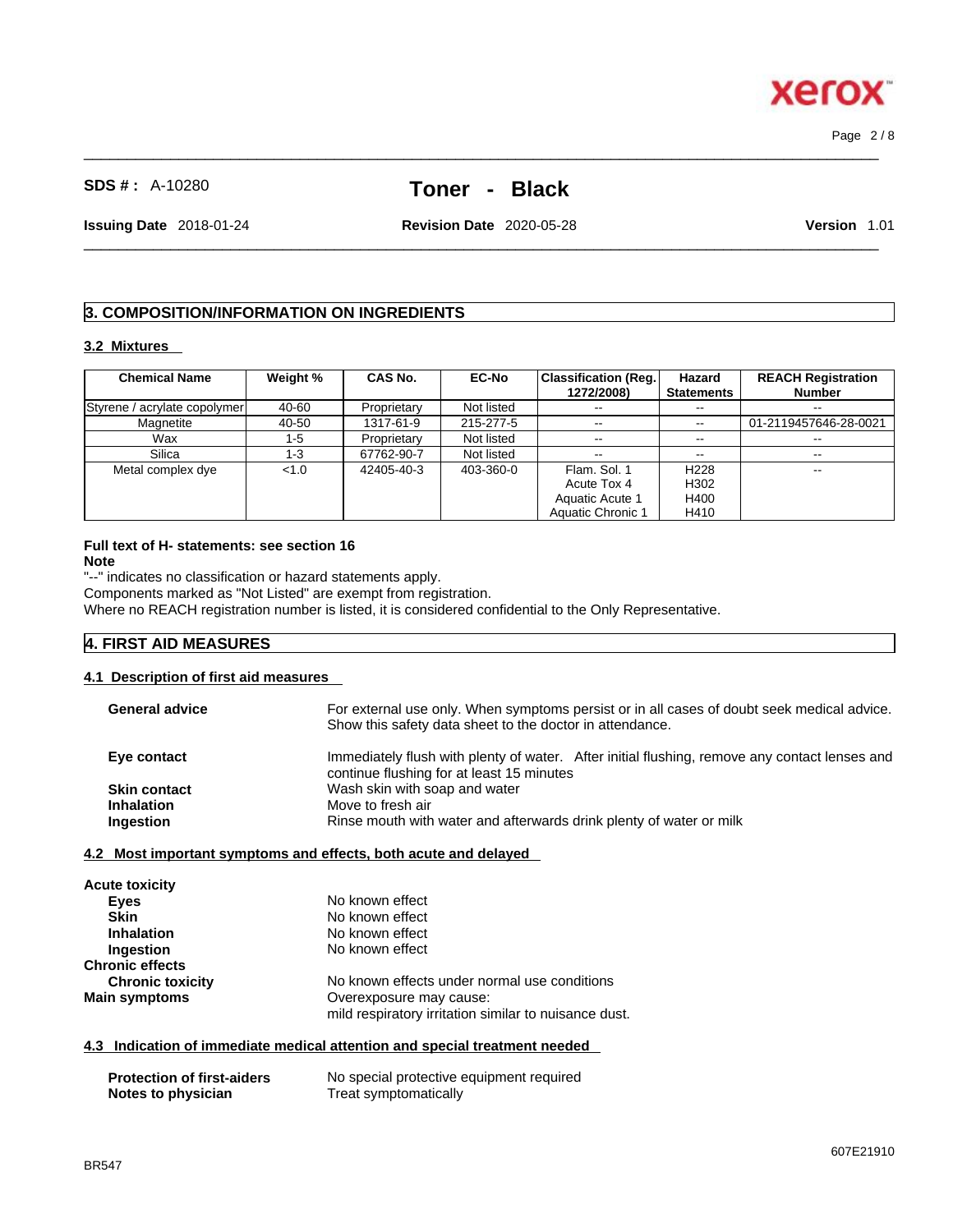**SDS # :** A-10280

# Toner - Black

**Issuing Date** 2018-01-24 **Revision Date** 2020-05-28 **Version** 1.01

## 3. COMPOSITION/INFORMATION ON INGREDIENTS

### 3.2 Mixtures

| Chemical Name | Weight % | CAS No. | EC-No | Classification (Reg. 1272/2008) | Hazard Statements | REACH Registration Number |
|---|---|---|---|---|---|---|
| Styrene / acrylate copolymer | 40-60 | Proprietary | Not listed | -- | -- | -- |
| Magnetite | 40-50 | 1317-61-9 | 215-277-5 | -- | -- | 01-2119457646-28-0021 |
| Wax | 1-5 | Proprietary | Not listed | -- | -- | -- |
| Silica | 1-3 | 67762-90-7 | Not listed | -- | -- | -- |
| Metal complex dye | <1.0 | 42405-40-3 | 403-360-0 | Flam. Sol. 1<br>Acute Tox 4<br>Aquatic Acute 1<br>Aquatic Chronic 1 | H228<br>H302<br>H400<br>H410 | -- |

**Full text of H- statements: see section 16**

**Note**

"--" indicates no classification or hazard statements apply.

Components marked as "Not Listed" are exempt from registration.

Where no REACH registration number is listed, it is considered confidential to the Only Representative.

## 4. FIRST AID MEASURES

### 4.1 Description of first aid measures

**General advice** For external use only. When symptoms persist or in all cases of doubt seek medical advice. Show this safety data sheet to the doctor in attendance.

**Eye contact** Immediately flush with plenty of water. After initial flushing, remove any contact lenses and continue flushing for at least 15 minutes

**Skin contact** Wash skin with soap and water

**Inhalation** Move to fresh air

**Ingestion** Rinse mouth with water and afterwards drink plenty of water or milk

### 4.2 Most important symptoms and effects, both acute and delayed

**Acute toxicity**

- **Eyes** No known effect
- **Skin** No known effect
- **Inhalation** No known effect
- **Ingestion** No known effect

**Chronic effects**

- **Chronic toxicity** No known effects under normal use conditions

**Main symptoms** Overexposure may cause: mild respiratory irritation similar to nuisance dust.

### 4.3 Indication of immediate medical attention and special treatment needed

**Protection of first-aiders** No special protective equipment required

**Notes to physician** Treat symptomatically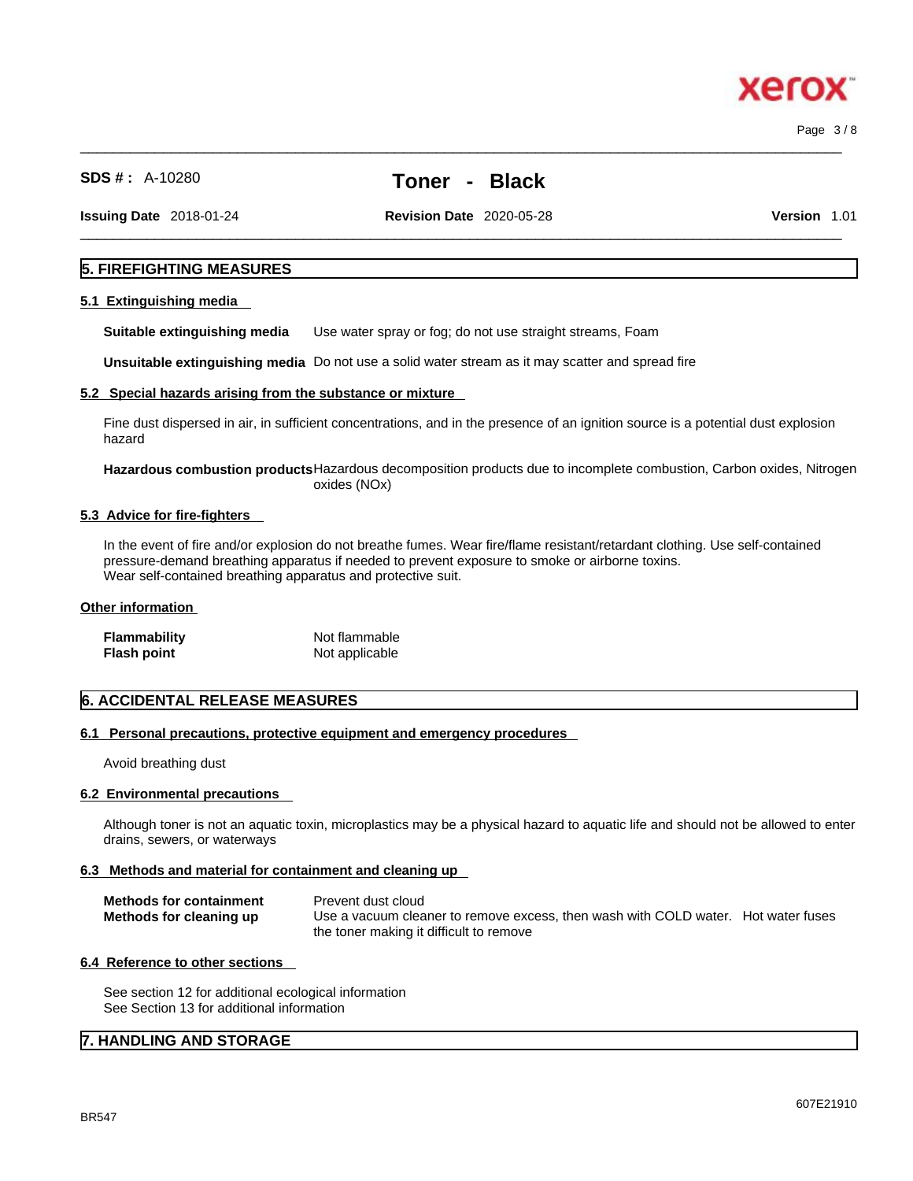## 5. FIREFIGHTING MEASURES

### 5.1 Extinguishing media

**Suitable extinguishing media** Use water spray or fog; do not use straight streams, Foam

**Unsuitable extinguishing media** Do not use a solid water stream as it may scatter and spread fire

### 5.2 Special hazards arising from the substance or mixture

Fine dust dispersed in air, in sufficient concentrations, and in the presence of an ignition source is a potential dust explosion hazard

**Hazardous combustion products** Hazardous decomposition products due to incomplete combustion, Carbon oxides, Nitrogen oxides (NOx)

### 5.3 Advice for fire-fighters

In the event of fire and/or explosion do not breathe fumes. Wear fire/flame resistant/retardant clothing. Use self-contained pressure-demand breathing apparatus if needed to prevent exposure to smoke or airborne toxins.
Wear self-contained breathing apparatus and protective suit.

### Other information

**Flammability** Not flammable
**Flash point** Not applicable

## 6. ACCIDENTAL RELEASE MEASURES

### 6.1 Personal precautions, protective equipment and emergency procedures

Avoid breathing dust

### 6.2 Environmental precautions

Although toner is not an aquatic toxin, microplastics may be a physical hazard to aquatic life and should not be allowed to enter drains, sewers, or waterways

### 6.3 Methods and material for containment and cleaning up

**Methods for containment** Prevent dust cloud
**Methods for cleaning up** Use a vacuum cleaner to remove excess, then wash with COLD water. Hot water fuses the toner making it difficult to remove

### 6.4 Reference to other sections

See section 12 for additional ecological information
See Section 13 for additional information

## 7. HANDLING AND STORAGE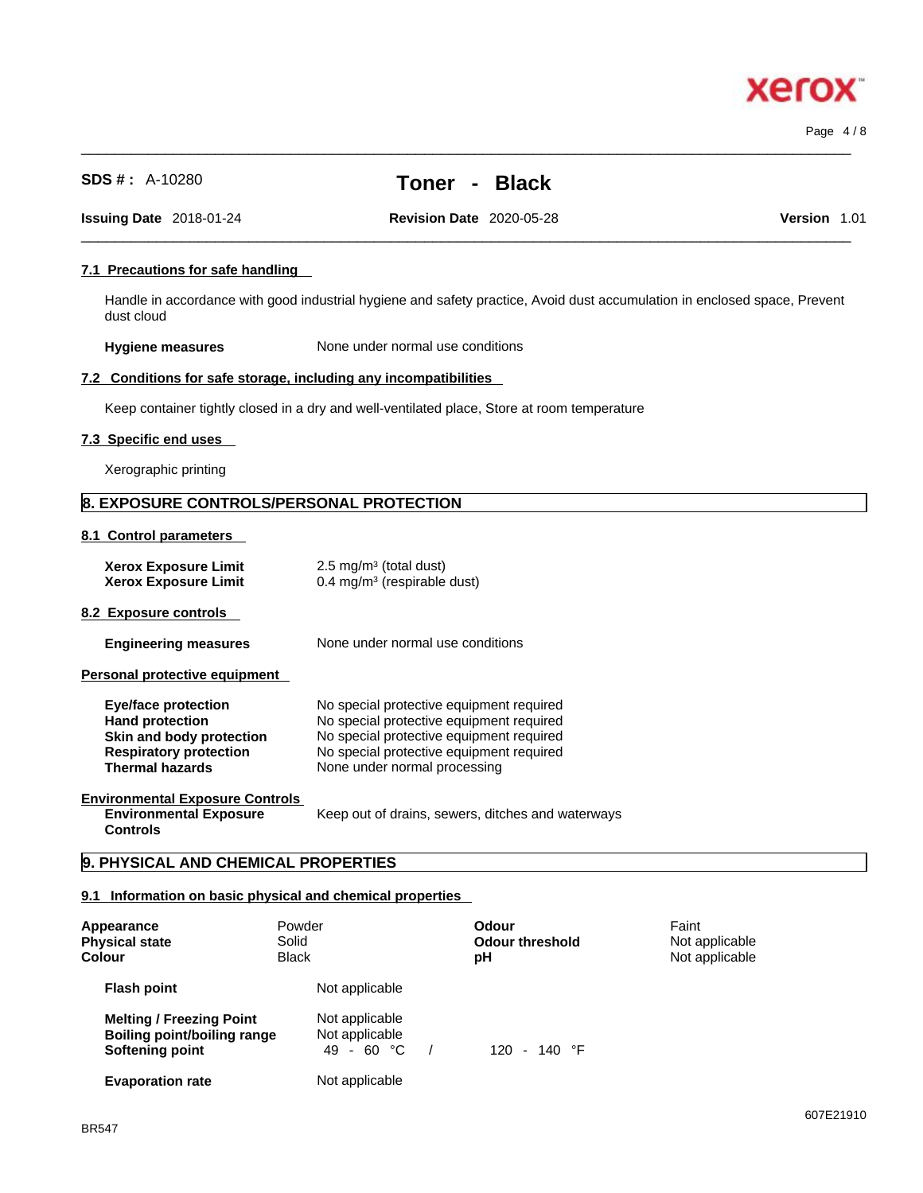### 7.1 Precautions for safe handling

Handle in accordance with good industrial hygiene and safety practice, Avoid dust accumulation in enclosed space, Prevent dust cloud

**Hygiene measures** None under normal use conditions

### 7.2 Conditions for safe storage, including any incompatibilities

Keep container tightly closed in a dry and well-ventilated place, Store at room temperature

### 7.3 Specific end uses

Xerographic printing

## 8. EXPOSURE CONTROLS/PERSONAL PROTECTION

### 8.1 Control parameters

| | |
|---|---|
| **Xerox Exposure Limit** | 2.5 mg/m³ (total dust) |
| **Xerox Exposure Limit** | 0.4 mg/m³ (respirable dust) |

### 8.2 Exposure controls

**Engineering measures** None under normal use conditions

**Personal protective equipment**

| | |
|---|---|
| **Eye/face protection** | No special protective equipment required |
| **Hand protection** | No special protective equipment required |
| **Skin and body protection** | No special protective equipment required |
| **Respiratory protection** | No special protective equipment required |
| **Thermal hazards** | None under normal processing |

**Environmental Exposure Controls**

**Environmental Exposure Controls** Keep out of drains, sewers, ditches and waterways

## 9. PHYSICAL AND CHEMICAL PROPERTIES

### 9.1 Information on basic physical and chemical properties

| | | | |
|---|---|---|---|
| **Appearance** | Powder | **Odour** | Faint |
| **Physical state** | Solid | **Odour threshold** | Not applicable |
| **Colour** | Black | **pH** | Not applicable |

| | | |
|---|---|---|
| **Flash point** | Not applicable | |
| **Melting / Freezing Point** | Not applicable | |
| **Boiling point/boiling range** | Not applicable | |
| **Softening point** | 49 - 60 °C / | 120 - 140 °F |
| **Evaporation rate** | Not applicable | |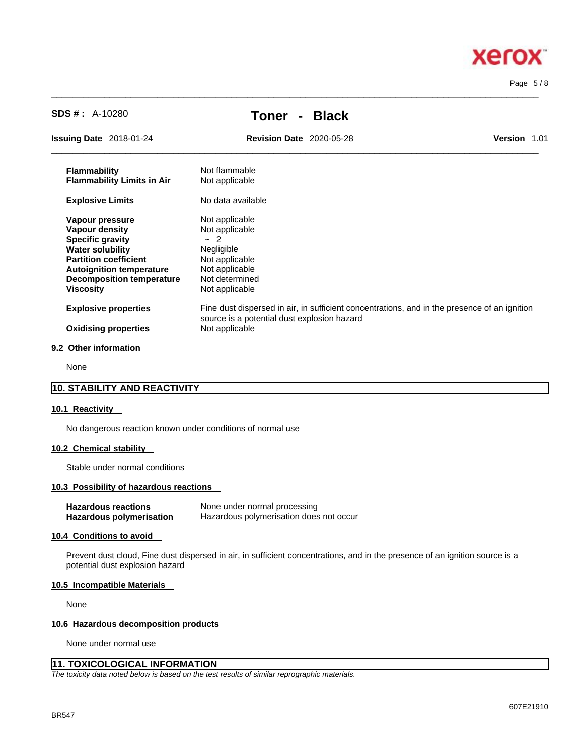| | |
|---|---|
| **Flammability** | Not flammable |
| **Flammability Limits in Air** | Not applicable |
| **Explosive Limits** | No data available |
| **Vapour pressure** | Not applicable |
| **Vapour density** | Not applicable |
| **Specific gravity** | ~ 2 |
| **Water solubility** | Negligible |
| **Partition coefficient** | Not applicable |
| **Autoignition temperature** | Not applicable |
| **Decomposition temperature** | Not determined |
| **Viscosity** | Not applicable |
| **Explosive properties** | Fine dust dispersed in air, in sufficient concentrations, and in the presence of an ignition source is a potential dust explosion hazard |
| **Oxidising properties** | Not applicable |

### 9.2 Other information

None

## 10. STABILITY AND REACTIVITY

### 10.1 Reactivity

No dangerous reaction known under conditions of normal use

### 10.2 Chemical stability

Stable under normal conditions

### 10.3 Possibility of hazardous reactions

| | |
|---|---|
| **Hazardous reactions** | None under normal processing |
| **Hazardous polymerisation** | Hazardous polymerisation does not occur |

### 10.4 Conditions to avoid

Prevent dust cloud, Fine dust dispersed in air, in sufficient concentrations, and in the presence of an ignition source is a potential dust explosion hazard

### 10.5 Incompatible Materials

None

### 10.6 Hazardous decomposition products

None under normal use

## 11. TOXICOLOGICAL INFORMATION

*The toxicity data noted below is based on the test results of similar reprographic materials.*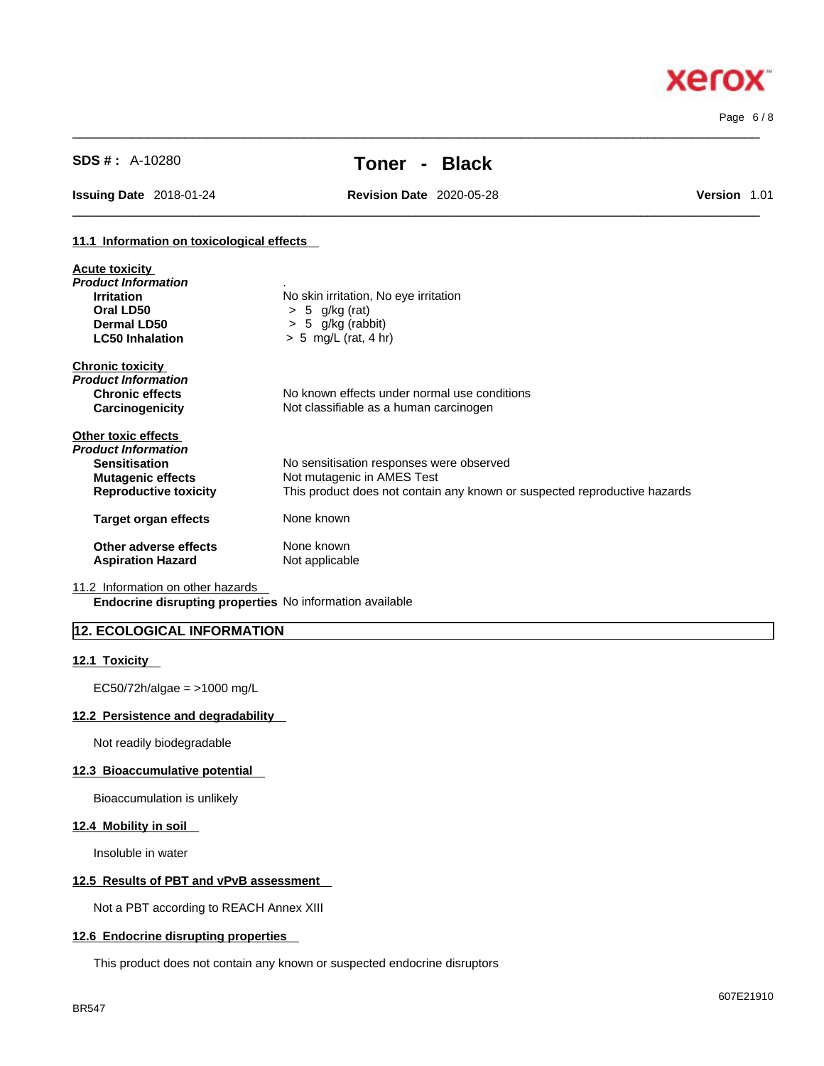### 11.1 Information on toxicological effects

**Acute toxicity**

***Product Information***

| | |
|---|---|
| **Irritation** | No skin irritation, No eye irritation |
| **Oral LD50** | > 5 g/kg (rat) |
| **Dermal LD50** | > 5 g/kg (rabbit) |
| **LC50 Inhalation** | > 5 mg/L (rat, 4 hr) |

**Chronic toxicity**

***Product Information***

| | |
|---|---|
| **Chronic effects** | No known effects under normal use conditions |
| **Carcinogenicity** | Not classifiable as a human carcinogen |

**Other toxic effects**

***Product Information***

| | |
|---|---|
| **Sensitisation** | No sensitisation responses were observed |
| **Mutagenic effects** | Not mutagenic in AMES Test |
| **Reproductive toxicity** | This product does not contain any known or suspected reproductive hazards |
| **Target organ effects** | None known |
| **Other adverse effects** | None known |
| **Aspiration Hazard** | Not applicable |

11.2 Information on other hazards

**Endocrine disrupting properties** No information available

## 12. ECOLOGICAL INFORMATION

### 12.1 Toxicity

EC50/72h/algae = >1000 mg/L

### 12.2 Persistence and degradability

Not readily biodegradable

### 12.3 Bioaccumulative potential

Bioaccumulation is unlikely

### 12.4 Mobility in soil

Insoluble in water

### 12.5 Results of PBT and vPvB assessment

Not a PBT according to REACH Annex XIII

### 12.6 Endocrine disrupting properties

This product does not contain any known or suspected endocrine disruptors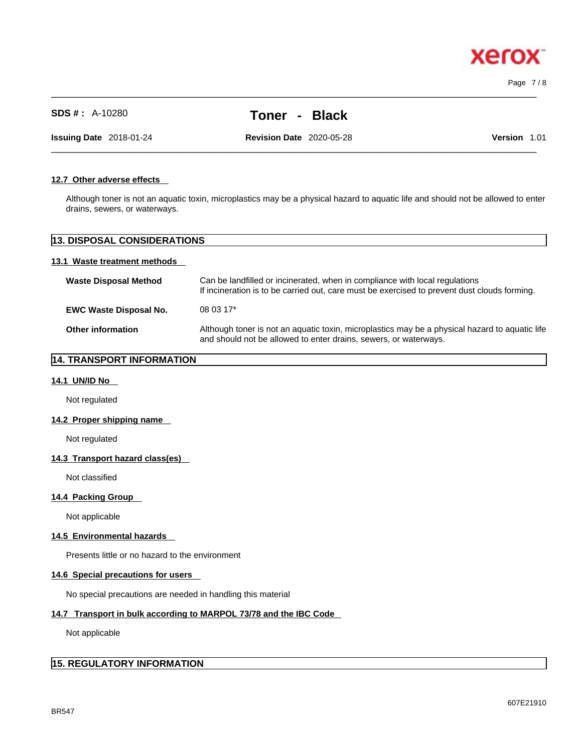#### 12.7 Other adverse effects

Although toner is not an aquatic toxin, microplastics may be a physical hazard to aquatic life and should not be allowed to enter drains, sewers, or waterways.

## 13. DISPOSAL CONSIDERATIONS

#### 13.1 Waste treatment methods

| | |
|---|---|
| **Waste Disposal Method** | Can be landfilled or incinerated, when in compliance with local regulations<br>If incineration is to be carried out, care must be exercised to prevent dust clouds forming. |
| **EWC Waste Disposal No.** | 08 03 17* |
| **Other information** | Although toner is not an aquatic toxin, microplastics may be a physical hazard to aquatic life and should not be allowed to enter drains, sewers, or waterways. |

## 14. TRANSPORT INFORMATION

#### 14.1 UN/ID No

Not regulated

#### 14.2 Proper shipping name

Not regulated

#### 14.3 Transport hazard class(es)

Not classified

#### 14.4 Packing Group

Not applicable

#### 14.5 Environmental hazards

Presents little or no hazard to the environment

#### 14.6 Special precautions for users

No special precautions are needed in handling this material

#### 14.7 Transport in bulk according to MARPOL 73/78 and the IBC Code

Not applicable

## 15. REGULATORY INFORMATION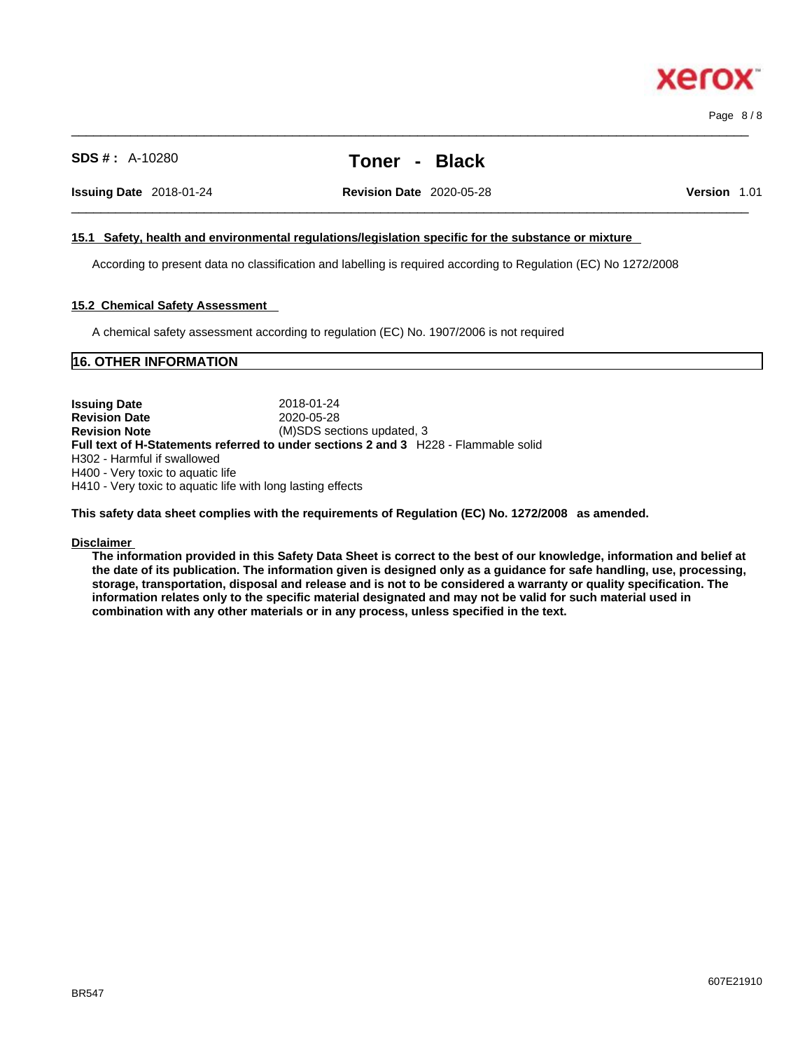### 15.1 Safety, health and environmental regulations/legislation specific for the substance or mixture

According to present data no classification and labelling is required according to Regulation (EC) No 1272/2008

### 15.2 Chemical Safety Assessment

A chemical safety assessment according to regulation (EC) No. 1907/2006 is not required

## 16. OTHER INFORMATION

**Issuing Date** 2018-01-24
**Revision Date** 2020-05-28
**Revision Note** (M)SDS sections updated, 3
**Full text of H-Statements referred to under sections 2 and 3** H228 - Flammable solid
H302 - Harmful if swallowed
H400 - Very toxic to aquatic life
H410 - Very toxic to aquatic life with long lasting effects

**This safety data sheet complies with the requirements of Regulation (EC) No. 1272/2008 as amended.**

**Disclaimer**

**The information provided in this Safety Data Sheet is correct to the best of our knowledge, information and belief at the date of its publication. The information given is designed only as a guidance for safe handling, use, processing, storage, transportation, disposal and release and is not to be considered a warranty or quality specification. The information relates only to the specific material designated and may not be valid for such material used in combination with any other materials or in any process, unless specified in the text.**